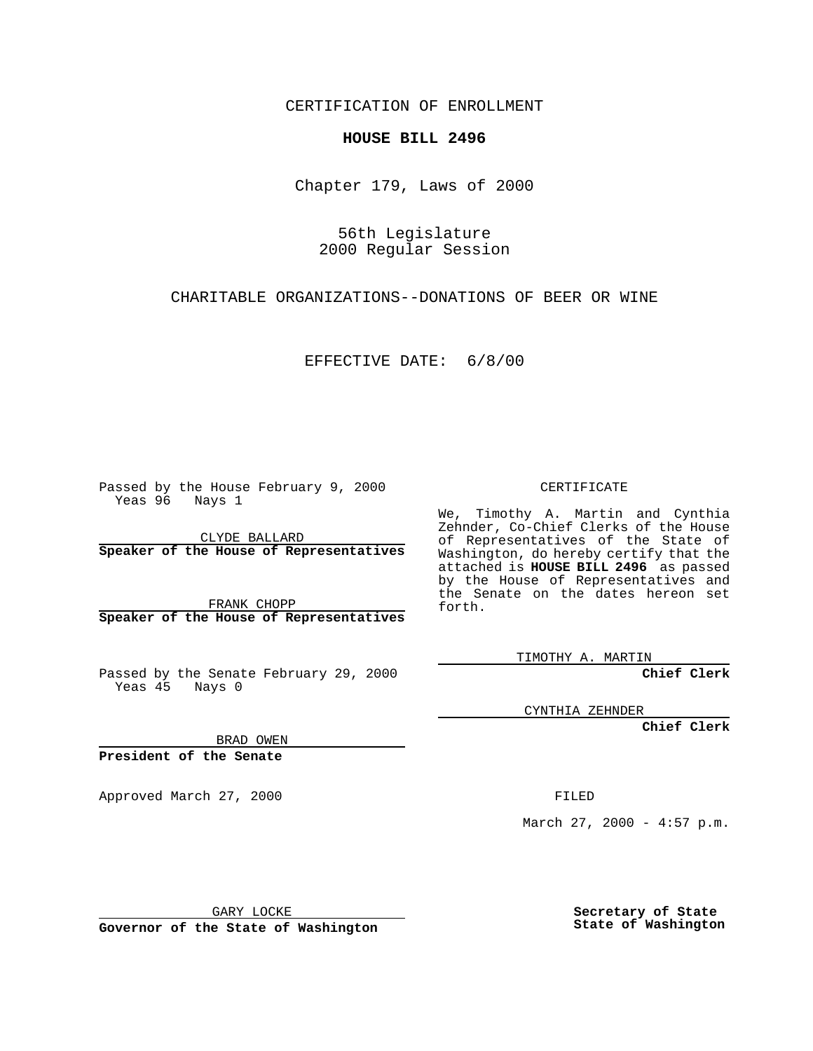CERTIFICATION OF ENROLLMENT

# HOUSE BILL 2496

Chapter 179, Laws of 2000

56th Legislature
2000 Regular Session

CHARITABLE ORGANIZATIONS--DONATIONS OF BEER OR WINE

EFFECTIVE DATE: 6/8/00

Passed by the House February 9, 2000
Yeas 96 Nays 1

CLYDE BALLARD
**Speaker of the House of Representatives**

FRANK CHOPP
**Speaker of the House of Representatives**

Passed by the Senate February 29, 2000
Yeas 45 Nays 0

BRAD OWEN
**President of the Senate**

Approved March 27, 2000

GARY LOCKE
**Governor of the State of Washington**

CERTIFICATE

We, Timothy A. Martin and Cynthia Zehnder, Co-Chief Clerks of the House of Representatives of the State of Washington, do hereby certify that the attached is **HOUSE BILL 2496** as passed by the House of Representatives and the Senate on the dates hereon set forth.

TIMOTHY A. MARTIN
**Chief Clerk**

CYNTHIA ZEHNDER
**Chief Clerk**

FILED

March 27, 2000 - 4:57 p.m.

**Secretary of State**
**State of Washington**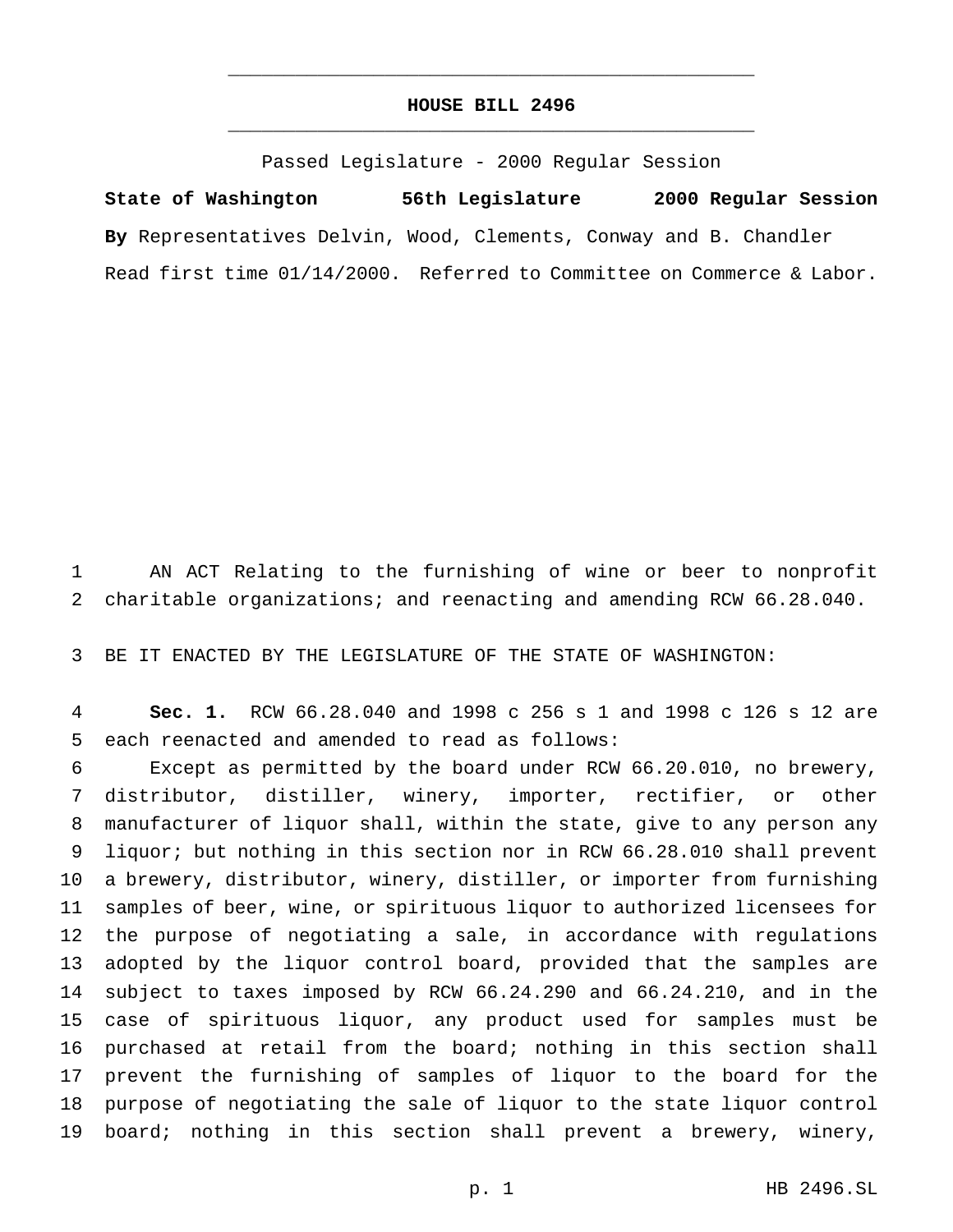# HOUSE BILL 2496

Passed Legislature - 2000 Regular Session

**State of Washington 56th Legislature 2000 Regular Session**

**By** Representatives Delvin, Wood, Clements, Conway and B. Chandler

Read first time 01/14/2000. Referred to Committee on Commerce & Labor.

AN ACT Relating to the furnishing of wine or beer to nonprofit charitable organizations; and reenacting and amending RCW 66.28.040.

BE IT ENACTED BY THE LEGISLATURE OF THE STATE OF WASHINGTON:

**Sec. 1.** RCW 66.28.040 and 1998 c 256 s 1 and 1998 c 126 s 12 are each reenacted and amended to read as follows:

Except as permitted by the board under RCW 66.20.010, no brewery, distributor, distiller, winery, importer, rectifier, or other manufacturer of liquor shall, within the state, give to any person any liquor; but nothing in this section nor in RCW 66.28.010 shall prevent a brewery, distributor, winery, distiller, or importer from furnishing samples of beer, wine, or spirituous liquor to authorized licensees for the purpose of negotiating a sale, in accordance with regulations adopted by the liquor control board, provided that the samples are subject to taxes imposed by RCW 66.24.290 and 66.24.210, and in the case of spirituous liquor, any product used for samples must be purchased at retail from the board; nothing in this section shall prevent the furnishing of samples of liquor to the board for the purpose of negotiating the sale of liquor to the state liquor control board; nothing in this section shall prevent a brewery, winery,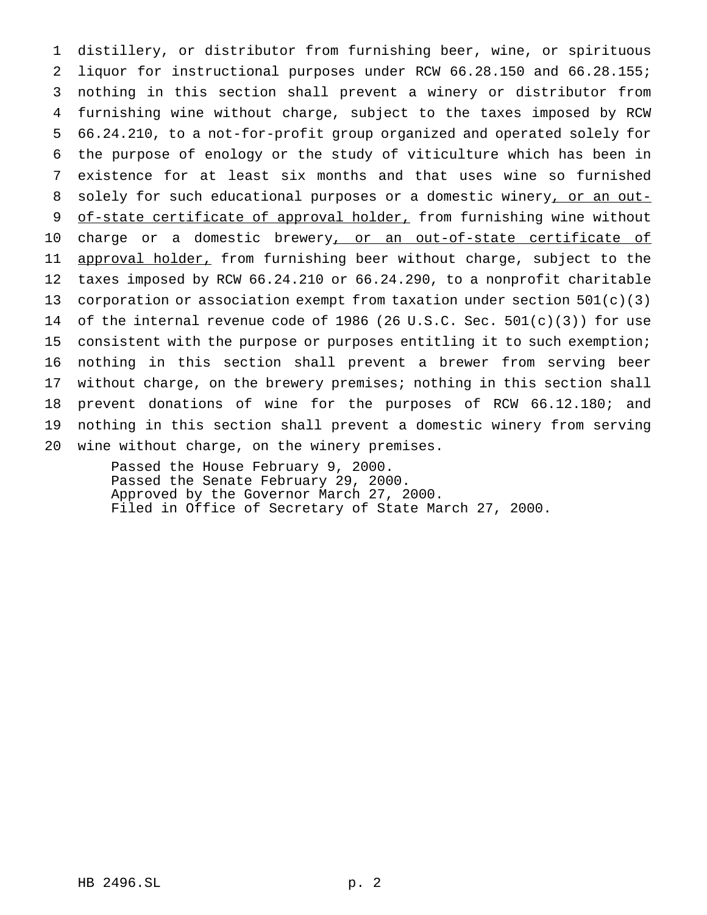distillery, or distributor from furnishing beer, wine, or spirituous liquor for instructional purposes under RCW 66.28.150 and 66.28.155; nothing in this section shall prevent a winery or distributor from furnishing wine without charge, subject to the taxes imposed by RCW 66.24.210, to a not-for-profit group organized and operated solely for the purpose of enology or the study of viticulture which has been in existence for at least six months and that uses wine so furnished solely for such educational purposes or a domestic winery, or an out-of-state certificate of approval holder, from furnishing wine without charge or a domestic brewery, or an out-of-state certificate of approval holder, from furnishing beer without charge, subject to the taxes imposed by RCW 66.24.210 or 66.24.290, to a nonprofit charitable corporation or association exempt from taxation under section 501(c)(3) of the internal revenue code of 1986 (26 U.S.C. Sec. 501(c)(3)) for use consistent with the purpose or purposes entitling it to such exemption; nothing in this section shall prevent a brewer from serving beer without charge, on the brewery premises; nothing in this section shall prevent donations of wine for the purposes of RCW 66.12.180; and nothing in this section shall prevent a domestic winery from serving wine without charge, on the winery premises.

Passed the House February 9, 2000.
Passed the Senate February 29, 2000.
Approved by the Governor March 27, 2000.
Filed in Office of Secretary of State March 27, 2000.